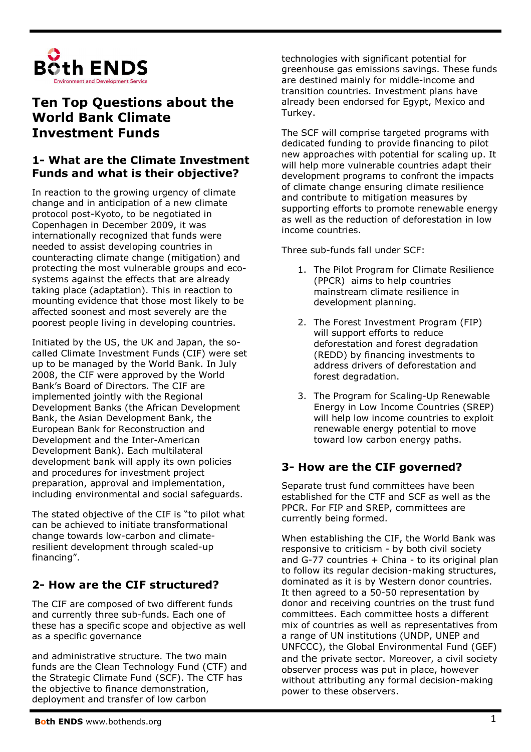# Ten Top Questions about the World Bank Climate Investment Funds

## 1- What are the Climate Investment Funds and what is their objective?

In reaction to the growing urgency of climate change and in anticipation of a new climate protocol post-Kyoto, to be negotiated in Copenhagen in December 2009, it was internationally recognized that funds were needed to assist developing countries in counteracting climate change (mitigation) and protecting the most vulnerable groups and eco-systems against the effects that are already taking place (adaptation). This in reaction to mounting evidence that those most likely to be affected soonest and most severely are the poorest people living in developing countries.

Initiated by the US, the UK and Japan, the so-called Climate Investment Funds (CIF) were set up to be managed by the World Bank. In July 2008, the CIF were approved by the World Bank's Board of Directors. The CIF are implemented jointly with the Regional Development Banks (the African Development Bank, the Asian Development Bank, the European Bank for Reconstruction and Development and the Inter-American Development Bank). Each multilateral development bank will apply its own policies and procedures for investment project preparation, approval and implementation, including environmental and social safeguards.

The stated objective of the CIF is "to pilot what can be achieved to initiate transformational change towards low-carbon and climate-resilient development through scaled-up financing".

## 2- How are the CIF structured?

The CIF are composed of two different funds and currently three sub-funds. Each one of these has a specific scope and objective as well as a specific governance and administrative structure. The two main funds are the Clean Technology Fund (CTF) and the Strategic Climate Fund (SCF). The CTF has the objective to finance demonstration, deployment and transfer of low carbon technologies with significant potential for greenhouse gas emissions savings. These funds are destined mainly for middle-income and transition countries. Investment plans have already been endorsed for Egypt, Mexico and Turkey.

The SCF will comprise targeted programs with dedicated funding to provide financing to pilot new approaches with potential for scaling up. It will help more vulnerable countries adapt their development programs to confront the impacts of climate change ensuring climate resilience and contribute to mitigation measures by supporting efforts to promote renewable energy as well as the reduction of deforestation in low income countries.

Three sub-funds fall under SCF:

1. The Pilot Program for Climate Resilience (PPCR) aims to help countries mainstream climate resilience in development planning.
2. The Forest Investment Program (FIP) will support efforts to reduce deforestation and forest degradation (REDD) by financing investments to address drivers of deforestation and forest degradation.
3. The Program for Scaling-Up Renewable Energy in Low Income Countries (SREP) will help low income countries to exploit renewable energy potential to move toward low carbon energy paths.

## 3- How are the CIF governed?

Separate trust fund committees have been established for the CTF and SCF as well as the PPCR. For FIP and SREP, committees are currently being formed.

When establishing the CIF, the World Bank was responsive to criticism - by both civil society and G-77 countries + China - to its original plan to follow its regular decision-making structures, dominated as it is by Western donor countries. It then agreed to a 50-50 representation by donor and receiving countries on the trust fund committees. Each committee hosts a different mix of countries as well as representatives from a range of UN institutions (UNDP, UNEP and UNFCCC), the Global Environmental Fund (GEF) and the private sector. Moreover, a civil society observer process was put in place, however without attributing any formal decision-making power to these observers.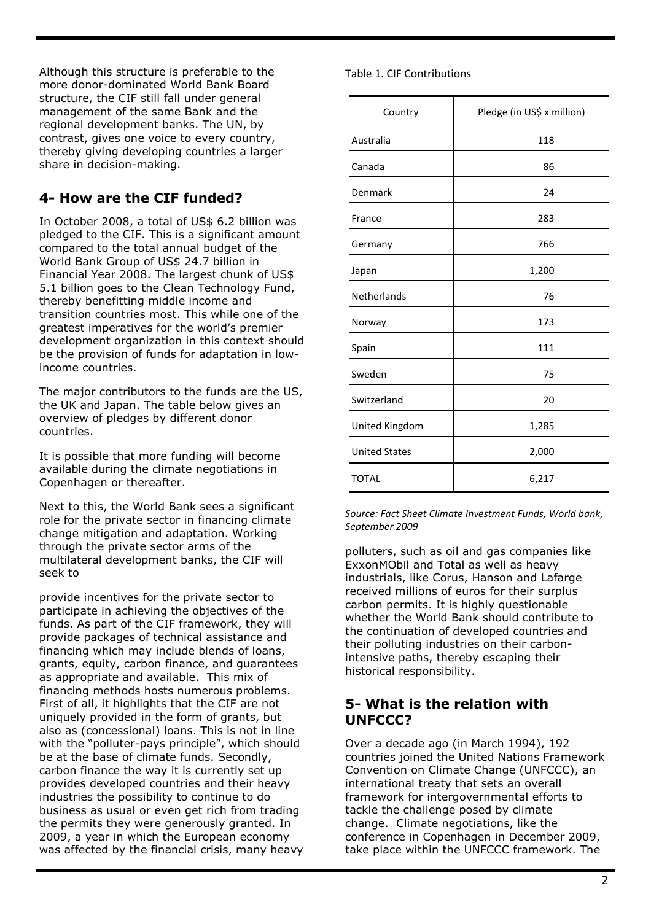Although this structure is preferable to the more donor-dominated World Bank Board structure, the CIF still fall under general management of the same Bank and the regional development banks. The UN, by contrast, gives one voice to every country, thereby giving developing countries a larger share in decision-making.

## 4- How are the CIF funded?

In October 2008, a total of US$ 6.2 billion was pledged to the CIF. This is a significant amount compared to the total annual budget of the World Bank Group of US$ 24.7 billion in Financial Year 2008. The largest chunk of US$ 5.1 billion goes to the Clean Technology Fund, thereby benefitting middle income and transition countries most. This while one of the greatest imperatives for the world's premier development organization in this context should be the provision of funds for adaptation in low-income countries.

The major contributors to the funds are the US, the UK and Japan. The table below gives an overview of pledges by different donor countries.

It is possible that more funding will become available during the climate negotiations in Copenhagen or thereafter.

Next to this, the World Bank sees a significant role for the private sector in financing climate change mitigation and adaptation. Working through the private sector arms of the multilateral development banks, the CIF will seek to

provide incentives for the private sector to participate in achieving the objectives of the funds. As part of the CIF framework, they will provide packages of technical assistance and financing which may include blends of loans, grants, equity, carbon finance, and guarantees as appropriate and available. This mix of financing methods hosts numerous problems. First of all, it highlights that the CIF are not uniquely provided in the form of grants, but also as (concessional) loans. This is not in line with the "polluter-pays principle", which should be at the base of climate funds. Secondly, carbon finance the way it is currently set up provides developed countries and their heavy industries the possibility to continue to do business as usual or even get rich from trading the permits they were generously granted. In 2009, a year in which the European economy was affected by the financial crisis, many heavy polluters, such as oil and gas companies like ExxonMObil and Total as well as heavy industrials, like Corus, Hanson and Lafarge received millions of euros for their surplus carbon permits. It is highly questionable whether the World Bank should contribute to the continuation of developed countries and their polluting industries on their carbon-intensive paths, thereby escaping their historical responsibility.

Table 1. CIF Contributions

| Country | Pledge (in US$ x million) |
|---|---|
| Australia | 118 |
| Canada | 86 |
| Denmark | 24 |
| France | 283 |
| Germany | 766 |
| Japan | 1,200 |
| Netherlands | 76 |
| Norway | 173 |
| Spain | 111 |
| Sweden | 75 |
| Switzerland | 20 |
| United Kingdom | 1,285 |
| United States | 2,000 |
| TOTAL | 6,217 |

*Source: Fact Sheet Climate Investment Funds, World bank, September 2009*

## 5- What is the relation with UNFCCC?

Over a decade ago (in March 1994), 192 countries joined the United Nations Framework Convention on Climate Change (UNFCCC), an international treaty that sets an overall framework for intergovernmental efforts to tackle the challenge posed by climate change. Climate negotiations, like the conference in Copenhagen in December 2009, take place within the UNFCCC framework. The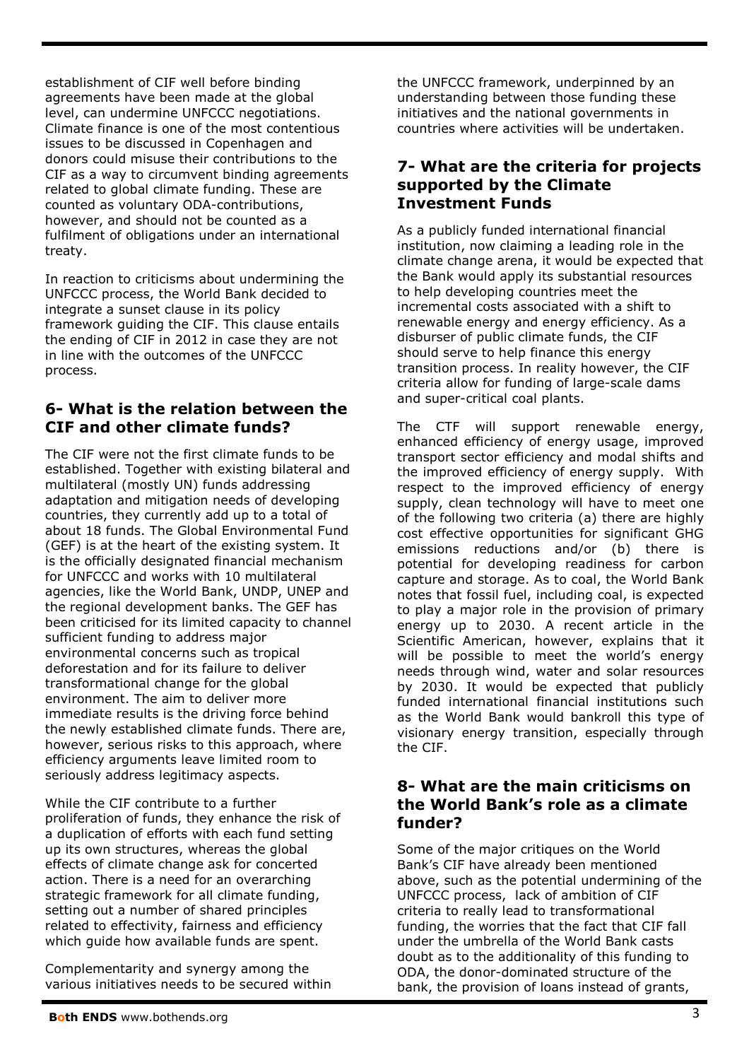establishment of CIF well before binding agreements have been made at the global level, can undermine UNFCCC negotiations. Climate finance is one of the most contentious issues to be discussed in Copenhagen and donors could misuse their contributions to the CIF as a way to circumvent binding agreements related to global climate funding. These are counted as voluntary ODA-contributions, however, and should not be counted as a fulfilment of obligations under an international treaty.

In reaction to criticisms about undermining the UNFCCC process, the World Bank decided to integrate a sunset clause in its policy framework guiding the CIF. This clause entails the ending of CIF in 2012 in case they are not in line with the outcomes of the UNFCCC process.

## 6- What is the relation between the CIF and other climate funds?

The CIF were not the first climate funds to be established. Together with existing bilateral and multilateral (mostly UN) funds addressing adaptation and mitigation needs of developing countries, they currently add up to a total of about 18 funds. The Global Environmental Fund (GEF) is at the heart of the existing system. It is the officially designated financial mechanism for UNFCCC and works with 10 multilateral agencies, like the World Bank, UNDP, UNEP and the regional development banks. The GEF has been criticised for its limited capacity to channel sufficient funding to address major environmental concerns such as tropical deforestation and for its failure to deliver transformational change for the global environment. The aim to deliver more immediate results is the driving force behind the newly established climate funds. There are, however, serious risks to this approach, where efficiency arguments leave limited room to seriously address legitimacy aspects.

While the CIF contribute to a further proliferation of funds, they enhance the risk of a duplication of efforts with each fund setting up its own structures, whereas the global effects of climate change ask for concerted action. There is a need for an overarching strategic framework for all climate funding, setting out a number of shared principles related to effectivity, fairness and efficiency which guide how available funds are spent.

Complementarity and synergy among the various initiatives needs to be secured within the UNFCCC framework, underpinned by an understanding between those funding these initiatives and the national governments in countries where activities will be undertaken.

## 7- What are the criteria for projects supported by the Climate Investment Funds

As a publicly funded international financial institution, now claiming a leading role in the climate change arena, it would be expected that the Bank would apply its substantial resources to help developing countries meet the incremental costs associated with a shift to renewable energy and energy efficiency. As a disburser of public climate funds, the CIF should serve to help finance this energy transition process. In reality however, the CIF criteria allow for funding of large-scale dams and super-critical coal plants.

The CTF will support renewable energy, enhanced efficiency of energy usage, improved transport sector efficiency and modal shifts and the improved efficiency of energy supply. With respect to the improved efficiency of energy supply, clean technology will have to meet one of the following two criteria (a) there are highly cost effective opportunities for significant GHG emissions reductions and/or (b) there is potential for developing readiness for carbon capture and storage. As to coal, the World Bank notes that fossil fuel, including coal, is expected to play a major role in the provision of primary energy up to 2030. A recent article in the Scientific American, however, explains that it will be possible to meet the world's energy needs through wind, water and solar resources by 2030. It would be expected that publicly funded international financial institutions such as the World Bank would bankroll this type of visionary energy transition, especially through the CIF.

## 8- What are the main criticisms on the World Bank's role as a climate funder?

Some of the major critiques on the World Bank's CIF have already been mentioned above, such as the potential undermining of the UNFCCC process, lack of ambition of CIF criteria to really lead to transformational funding, the worries that the fact that CIF fall under the umbrella of the World Bank casts doubt as to the additionality of this funding to ODA, the donor-dominated structure of the bank, the provision of loans instead of grants,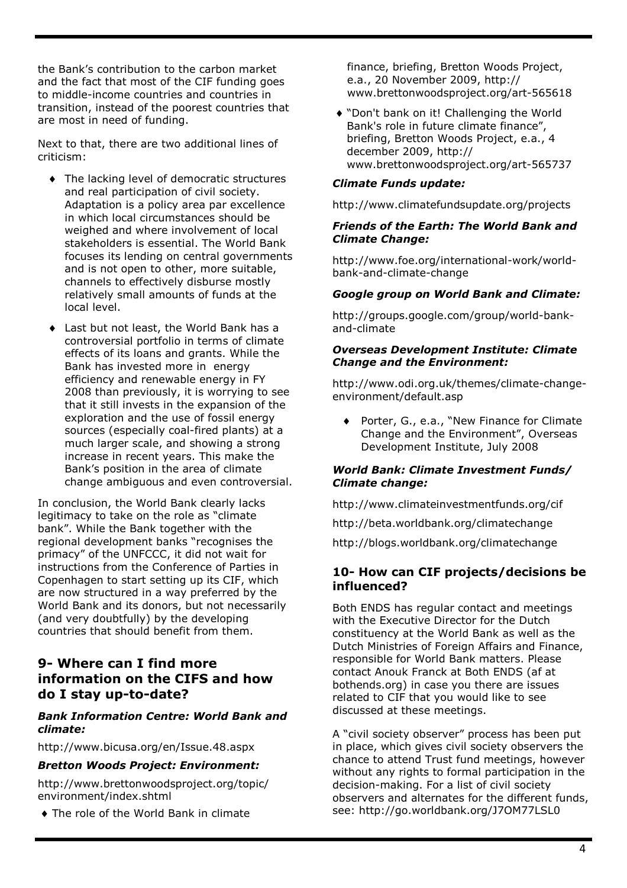the Bank's contribution to the carbon market and the fact that most of the CIF funding goes to middle-income countries and countries in transition, instead of the poorest countries that are most in need of funding.

Next to that, there are two additional lines of criticism:

- The lacking level of democratic structures and real participation of civil society. Adaptation is a policy area par excellence in which local circumstances should be weighed and where involvement of local stakeholders is essential. The World Bank focuses its lending on central governments and is not open to other, more suitable, channels to effectively disburse mostly relatively small amounts of funds at the local level.
- Last but not least, the World Bank has a controversial portfolio in terms of climate effects of its loans and grants. While the Bank has invested more in energy efficiency and renewable energy in FY 2008 than previously, it is worrying to see that it still invests in the expansion of the exploration and the use of fossil energy sources (especially coal-fired plants) at a much larger scale, and showing a strong increase in recent years. This make the Bank's position in the area of climate change ambiguous and even controversial.

In conclusion, the World Bank clearly lacks legitimacy to take on the role as "climate bank". While the Bank together with the regional development banks "recognises the primacy" of the UNFCCC, it did not wait for instructions from the Conference of Parties in Copenhagen to start setting up its CIF, which are now structured in a way preferred by the World Bank and its donors, but not necessarily (and very doubtfully) by the developing countries that should benefit from them.

## 9- Where can I find more information on the CIFS and how do I stay up-to-date?

***Bank Information Centre: World Bank and climate:***

http://www.bicusa.org/en/Issue.48.aspx

***Bretton Woods Project: Environment:***

http://www.brettonwoodsproject.org/topic/environment/index.shtml

- The role of the World Bank in climate finance, briefing, Bretton Woods Project, e.a., 20 November 2009, http://www.brettonwoodsproject.org/art-565618
- "Don't bank on it! Challenging the World Bank's role in future climate finance", briefing, Bretton Woods Project, e.a., 4 december 2009, http://www.brettonwoodsproject.org/art-565737

***Climate Funds update:***

http://www.climatefundsupdate.org/projects

***Friends of the Earth: The World Bank and Climate Change:***

http://www.foe.org/international-work/world-bank-and-climate-change

***Google group on World Bank and Climate:***

http://groups.google.com/group/world-bank-and-climate

***Overseas Development Institute: Climate Change and the Environment:***

http://www.odi.org.uk/themes/climate-change-environment/default.asp

- Porter, G., e.a., "New Finance for Climate Change and the Environment", Overseas Development Institute, July 2008

***World Bank: Climate Investment Funds/ Climate change:***

http://www.climateinvestmentfunds.org/cif

http://beta.worldbank.org/climatechange

http://blogs.worldbank.org/climatechange

## 10- How can CIF projects/decisions be influenced?

Both ENDS has regular contact and meetings with the Executive Director for the Dutch constituency at the World Bank as well as the Dutch Ministries of Foreign Affairs and Finance, responsible for World Bank matters. Please contact Anouk Franck at Both ENDS (af at bothends.org) in case you there are issues related to CIF that you would like to see discussed at these meetings.

A "civil society observer" process has been put in place, which gives civil society observers the chance to attend Trust fund meetings, however without any rights to formal participation in the decision-making. For a list of civil society observers and alternates for the different funds, see: http://go.worldbank.org/J7OM77LSL0